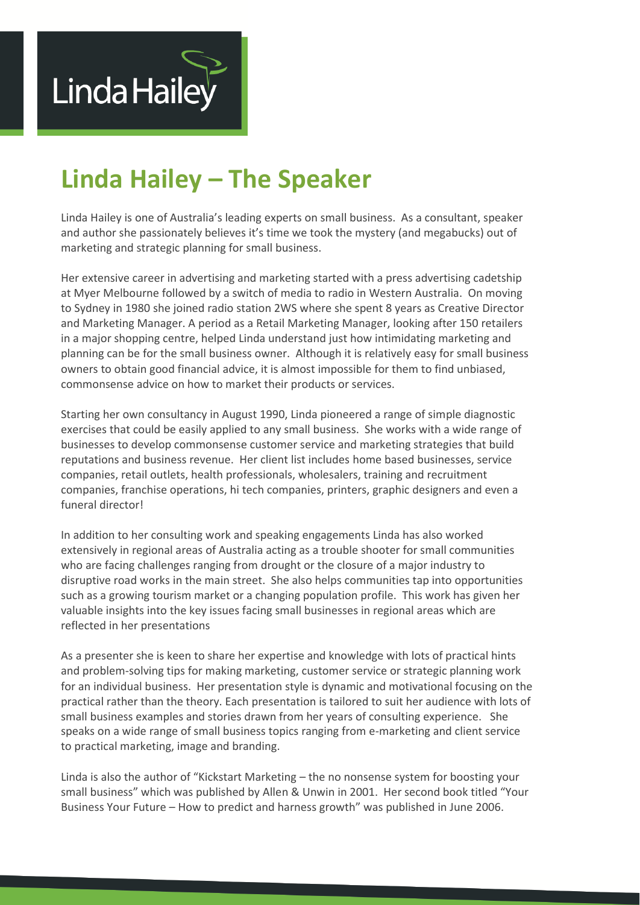Linda Hailey

# Linda Hailey – The Speaker

Linda Hailey is one of Australia's leading experts on small business. As a consultant, speaker and author she passionately believes it's time we took the mystery (and megabucks) out of marketing and strategic planning for small business.

Her extensive career in advertising and marketing started with a press advertising cadetship at Myer Melbourne followed by a switch of media to radio in Western Australia. On moving to Sydney in 1980 she joined radio station 2WS where she spent 8 years as Creative Director and Marketing Manager. A period as a Retail Marketing Manager, looking after 150 retailers in a major shopping centre, helped Linda understand just how intimidating marketing and planning can be for the small business owner. Although it is relatively easy for small business owners to obtain good financial advice, it is almost impossible for them to find unbiased, commonsense advice on how to market their products or services.

Starting her own consultancy in August 1990, Linda pioneered a range of simple diagnostic exercises that could be easily applied to any small business. She works with a wide range of businesses to develop commonsense customer service and marketing strategies that build reputations and business revenue. Her client list includes home based businesses, service companies, retail outlets, health professionals, wholesalers, training and recruitment companies, franchise operations, hi tech companies, printers, graphic designers and even a funeral director!

In addition to her consulting work and speaking engagements Linda has also worked extensively in regional areas of Australia acting as a trouble shooter for small communities who are facing challenges ranging from drought or the closure of a major industry to disruptive road works in the main street. She also helps communities tap into opportunities such as a growing tourism market or a changing population profile. This work has given her valuable insights into the key issues facing small businesses in regional areas which are reflected in her presentations

As a presenter she is keen to share her expertise and knowledge with lots of practical hints and problem-solving tips for making marketing, customer service or strategic planning work for an individual business. Her presentation style is dynamic and motivational focusing on the practical rather than the theory. Each presentation is tailored to suit her audience with lots of small business examples and stories drawn from her years of consulting experience. She speaks on a wide range of small business topics ranging from e-marketing and client service to practical marketing, image and branding.

Linda is also the author of "Kickstart Marketing – the no nonsense system for boosting your small business" which was published by Allen & Unwin in 2001. Her second book titled "Your Business Your Future – How to predict and harness growth" was published in June 2006.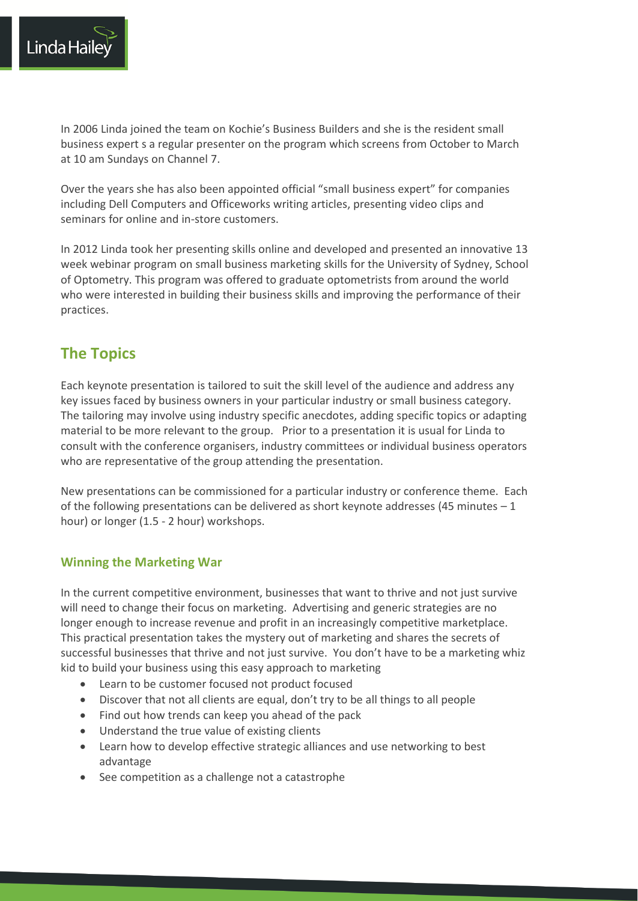In 2006 Linda joined the team on Kochie's Business Builders and she is the resident small business expert s a regular presenter on the program which screens from October to March at 10 am Sundays on Channel 7.

Over the years she has also been appointed official "small business expert" for companies including Dell Computers and Officeworks writing articles, presenting video clips and seminars for online and in-store customers.

In 2012 Linda took her presenting skills online and developed and presented an innovative 13 week webinar program on small business marketing skills for the University of Sydney, School of Optometry. This program was offered to graduate optometrists from around the world who were interested in building their business skills and improving the performance of their practices.

## The Topics

Each keynote presentation is tailored to suit the skill level of the audience and address any key issues faced by business owners in your particular industry or small business category. The tailoring may involve using industry specific anecdotes, adding specific topics or adapting material to be more relevant to the group. Prior to a presentation it is usual for Linda to consult with the conference organisers, industry committees or individual business operators who are representative of the group attending the presentation.

New presentations can be commissioned for a particular industry or conference theme. Each of the following presentations can be delivered as short keynote addresses (45 minutes – 1 hour) or longer (1.5 - 2 hour) workshops.

### Winning the Marketing War

In the current competitive environment, businesses that want to thrive and not just survive will need to change their focus on marketing. Advertising and generic strategies are no longer enough to increase revenue and profit in an increasingly competitive marketplace. This practical presentation takes the mystery out of marketing and shares the secrets of successful businesses that thrive and not just survive. You don't have to be a marketing whiz kid to build your business using this easy approach to marketing

- Learn to be customer focused not product focused
- Discover that not all clients are equal, don't try to be all things to all people
- Find out how trends can keep you ahead of the pack
- Understand the true value of existing clients
- Learn how to develop effective strategic alliances and use networking to best advantage
- See competition as a challenge not a catastrophe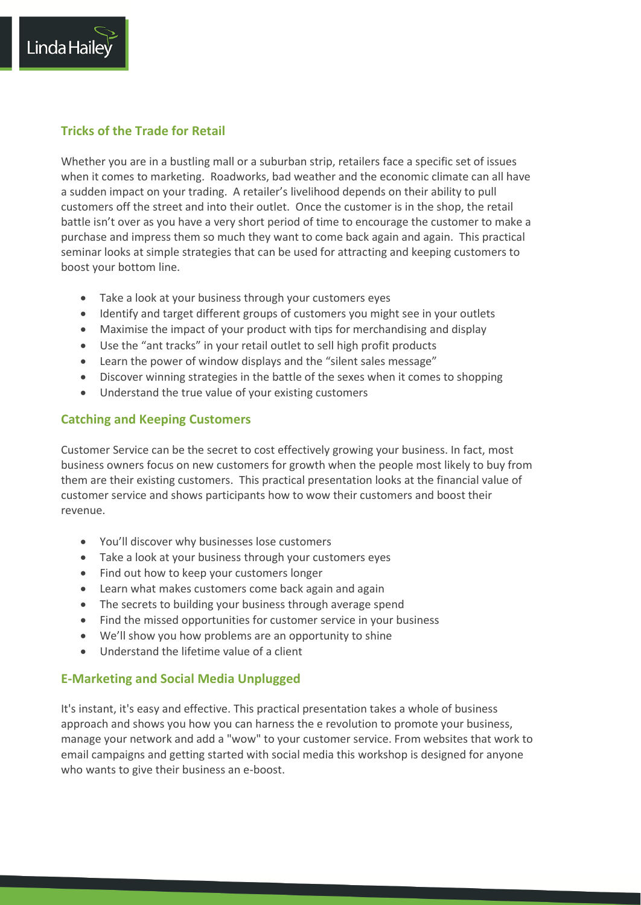## Tricks of the Trade for Retail

Whether you are in a bustling mall or a suburban strip, retailers face a specific set of issues when it comes to marketing. Roadworks, bad weather and the economic climate can all have a sudden impact on your trading. A retailer's livelihood depends on their ability to pull customers off the street and into their outlet. Once the customer is in the shop, the retail battle isn't over as you have a very short period of time to encourage the customer to make a purchase and impress them so much they want to come back again and again. This practical seminar looks at simple strategies that can be used for attracting and keeping customers to boost your bottom line.

- Take a look at your business through your customers eyes
- Identify and target different groups of customers you might see in your outlets
- Maximise the impact of your product with tips for merchandising and display
- Use the "ant tracks" in your retail outlet to sell high profit products
- Learn the power of window displays and the "silent sales message"
- Discover winning strategies in the battle of the sexes when it comes to shopping
- Understand the true value of your existing customers

## Catching and Keeping Customers

Customer Service can be the secret to cost effectively growing your business. In fact, most business owners focus on new customers for growth when the people most likely to buy from them are their existing customers. This practical presentation looks at the financial value of customer service and shows participants how to wow their customers and boost their revenue.

- You'll discover why businesses lose customers
- Take a look at your business through your customers eyes
- Find out how to keep your customers longer
- Learn what makes customers come back again and again
- The secrets to building your business through average spend
- Find the missed opportunities for customer service in your business
- We'll show you how problems are an opportunity to shine
- Understand the lifetime value of a client

## E-Marketing and Social Media Unplugged

It's instant, it's easy and effective. This practical presentation takes a whole of business approach and shows you how you can harness the e revolution to promote your business, manage your network and add a "wow" to your customer service. From websites that work to email campaigns and getting started with social media this workshop is designed for anyone who wants to give their business an e-boost.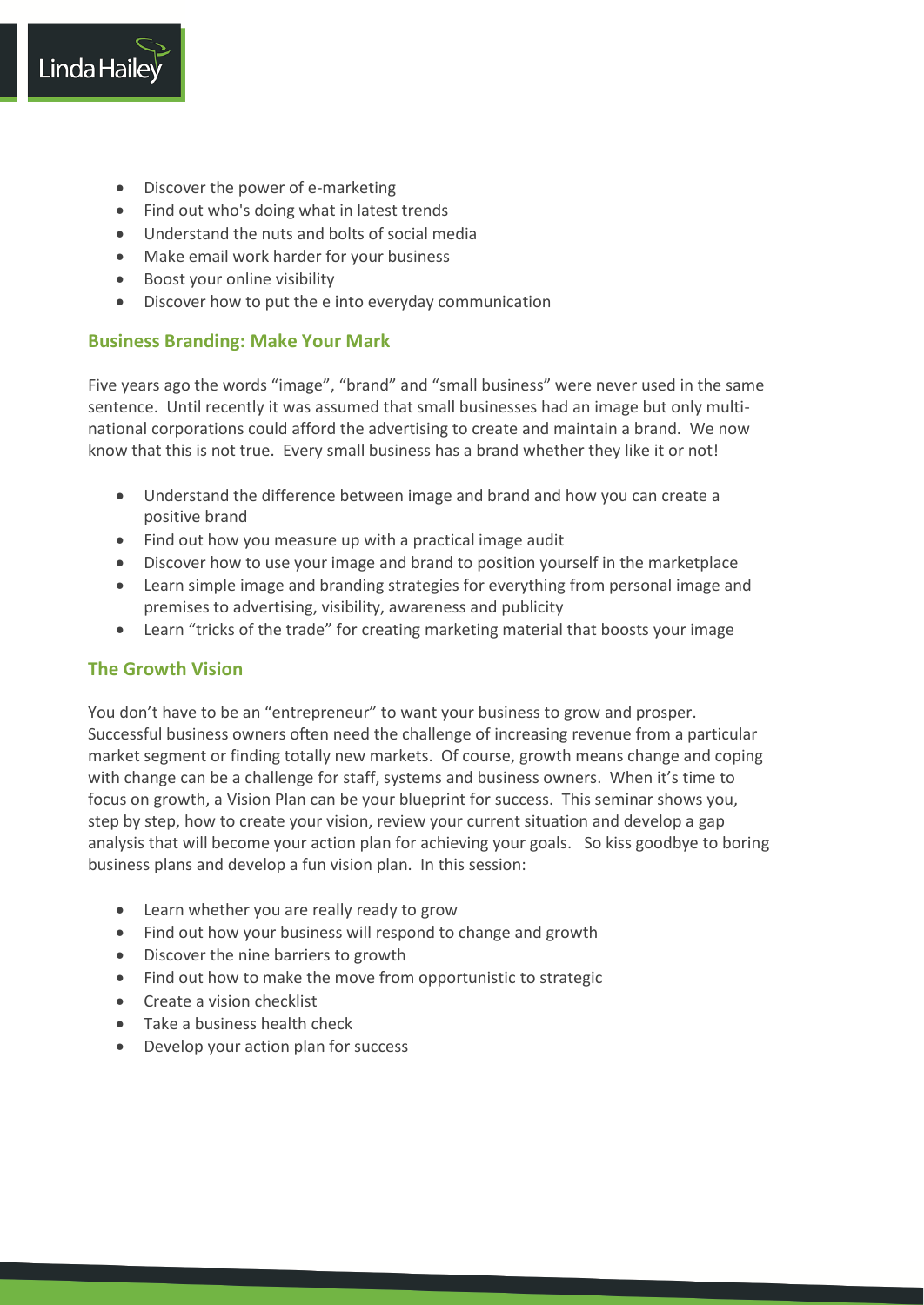- Discover the power of e-marketing
- Find out who's doing what in latest trends
- Understand the nuts and bolts of social media
- Make email work harder for your business
- Boost your online visibility
- Discover how to put the e into everyday communication

## Business Branding: Make Your Mark

Five years ago the words "image", "brand" and "small business" were never used in the same sentence. Until recently it was assumed that small businesses had an image but only multi-national corporations could afford the advertising to create and maintain a brand. We now know that this is not true. Every small business has a brand whether they like it or not!

- Understand the difference between image and brand and how you can create a positive brand
- Find out how you measure up with a practical image audit
- Discover how to use your image and brand to position yourself in the marketplace
- Learn simple image and branding strategies for everything from personal image and premises to advertising, visibility, awareness and publicity
- Learn "tricks of the trade" for creating marketing material that boosts your image

## The Growth Vision

You don't have to be an "entrepreneur" to want your business to grow and prosper. Successful business owners often need the challenge of increasing revenue from a particular market segment or finding totally new markets. Of course, growth means change and coping with change can be a challenge for staff, systems and business owners. When it's time to focus on growth, a Vision Plan can be your blueprint for success. This seminar shows you, step by step, how to create your vision, review your current situation and develop a gap analysis that will become your action plan for achieving your goals. So kiss goodbye to boring business plans and develop a fun vision plan. In this session:

- Learn whether you are really ready to grow
- Find out how your business will respond to change and growth
- Discover the nine barriers to growth
- Find out how to make the move from opportunistic to strategic
- Create a vision checklist
- Take a business health check
- Develop your action plan for success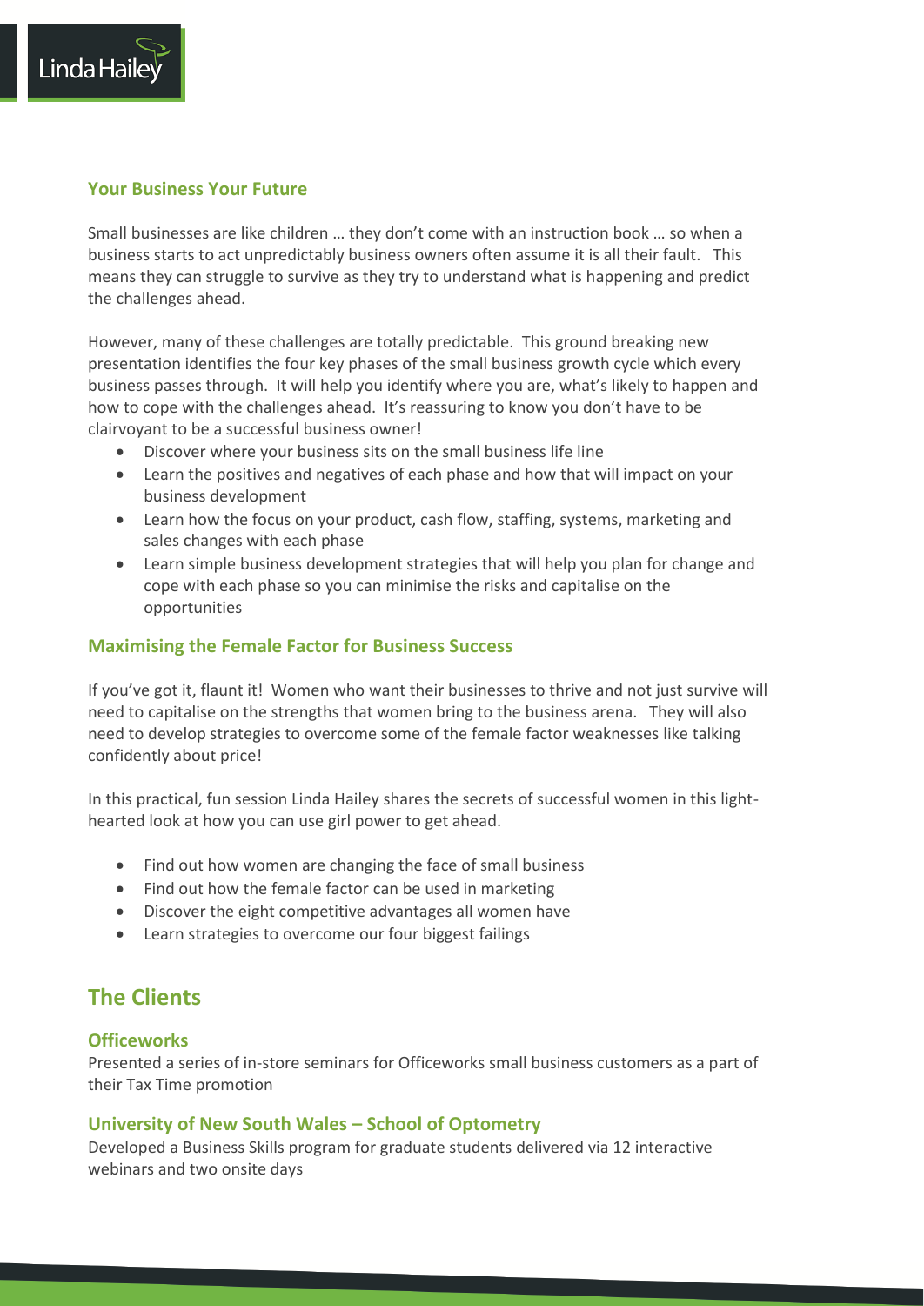### Your Business Your Future

Small businesses are like children … they don't come with an instruction book … so when a business starts to act unpredictably business owners often assume it is all their fault. This means they can struggle to survive as they try to understand what is happening and predict the challenges ahead.

However, many of these challenges are totally predictable. This ground breaking new presentation identifies the four key phases of the small business growth cycle which every business passes through. It will help you identify where you are, what's likely to happen and how to cope with the challenges ahead. It's reassuring to know you don't have to be clairvoyant to be a successful business owner!

- Discover where your business sits on the small business life line
- Learn the positives and negatives of each phase and how that will impact on your business development
- Learn how the focus on your product, cash flow, staffing, systems, marketing and sales changes with each phase
- Learn simple business development strategies that will help you plan for change and cope with each phase so you can minimise the risks and capitalise on the opportunities

### Maximising the Female Factor for Business Success

If you've got it, flaunt it! Women who want their businesses to thrive and not just survive will need to capitalise on the strengths that women bring to the business arena. They will also need to develop strategies to overcome some of the female factor weaknesses like talking confidently about price!

In this practical, fun session Linda Hailey shares the secrets of successful women in this light-hearted look at how you can use girl power to get ahead.

- Find out how women are changing the face of small business
- Find out how the female factor can be used in marketing
- Discover the eight competitive advantages all women have
- Learn strategies to overcome our four biggest failings

## The Clients

### Officeworks

Presented a series of in-store seminars for Officeworks small business customers as a part of their Tax Time promotion

### University of New South Wales – School of Optometry

Developed a Business Skills program for graduate students delivered via 12 interactive webinars and two onsite days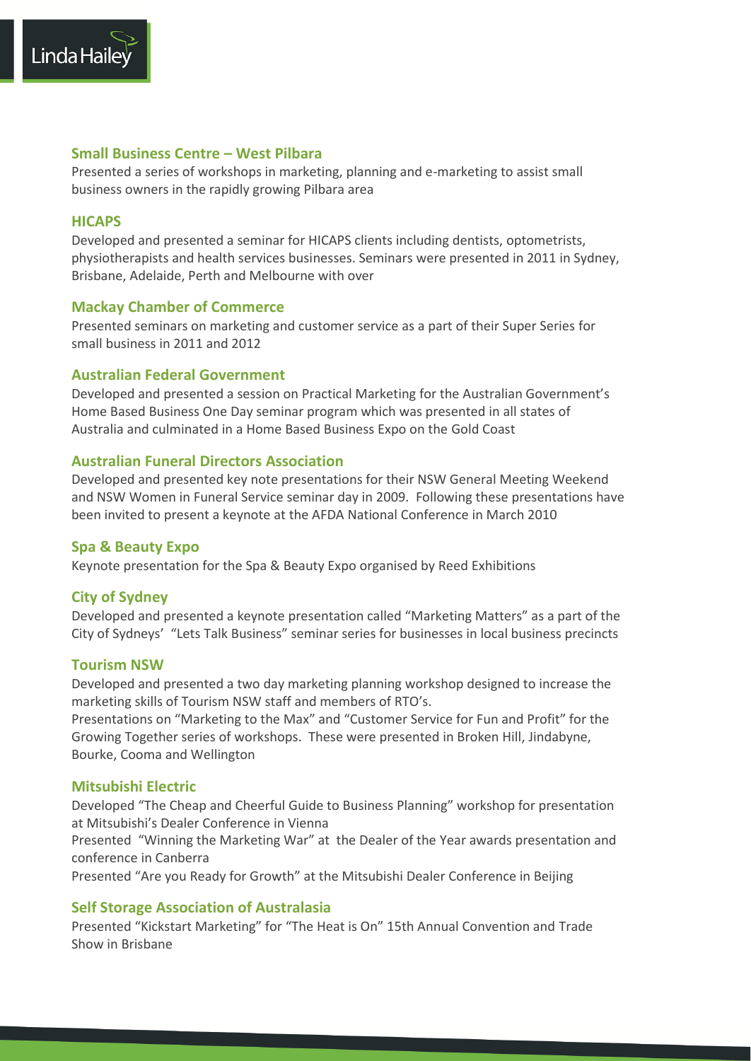### Small Business Centre – West Pilbara

Presented a series of workshops in marketing, planning and e-marketing to assist small business owners in the rapidly growing Pilbara area

### HICAPS

Developed and presented a seminar for HICAPS clients including dentists, optometrists, physiotherapists and health services businesses. Seminars were presented in 2011 in Sydney, Brisbane, Adelaide, Perth and Melbourne with over

### Mackay Chamber of Commerce

Presented seminars on marketing and customer service as a part of their Super Series for small business in 2011 and 2012

### Australian Federal Government

Developed and presented a session on Practical Marketing for the Australian Government's Home Based Business One Day seminar program which was presented in all states of Australia and culminated in a Home Based Business Expo on the Gold Coast

### Australian Funeral Directors Association

Developed and presented key note presentations for their NSW General Meeting Weekend and NSW Women in Funeral Service seminar day in 2009. Following these presentations have been invited to present a keynote at the AFDA National Conference in March 2010

### Spa & Beauty Expo

Keynote presentation for the Spa & Beauty Expo organised by Reed Exhibitions

### City of Sydney

Developed and presented a keynote presentation called "Marketing Matters" as a part of the City of Sydneys' "Lets Talk Business" seminar series for businesses in local business precincts

### Tourism NSW

Developed and presented a two day marketing planning workshop designed to increase the marketing skills of Tourism NSW staff and members of RTO's.

Presentations on "Marketing to the Max" and "Customer Service for Fun and Profit" for the Growing Together series of workshops. These were presented in Broken Hill, Jindabyne, Bourke, Cooma and Wellington

### Mitsubishi Electric

Developed "The Cheap and Cheerful Guide to Business Planning" workshop for presentation at Mitsubishi's Dealer Conference in Vienna

Presented "Winning the Marketing War" at the Dealer of the Year awards presentation and conference in Canberra

Presented "Are you Ready for Growth" at the Mitsubishi Dealer Conference in Beijing

### Self Storage Association of Australasia

Presented "Kickstart Marketing" for "The Heat is On" 15th Annual Convention and Trade Show in Brisbane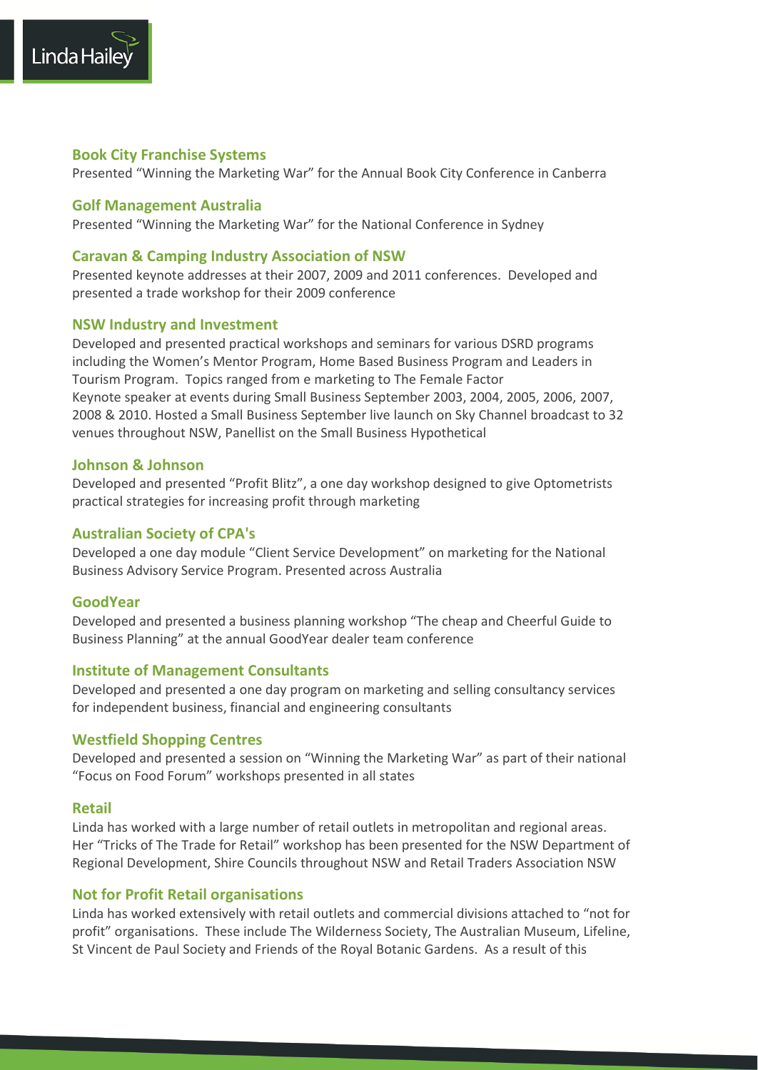### Book City Franchise Systems

Presented "Winning the Marketing War" for the Annual Book City Conference in Canberra

### Golf Management Australia

Presented "Winning the Marketing War" for the National Conference in Sydney

### Caravan & Camping Industry Association of NSW

Presented keynote addresses at their 2007, 2009 and 2011 conferences. Developed and presented a trade workshop for their 2009 conference

### NSW Industry and Investment

Developed and presented practical workshops and seminars for various DSRD programs including the Women's Mentor Program, Home Based Business Program and Leaders in Tourism Program. Topics ranged from e marketing to The Female Factor
Keynote speaker at events during Small Business September 2003, 2004, 2005, 2006, 2007, 2008 & 2010. Hosted a Small Business September live launch on Sky Channel broadcast to 32 venues throughout NSW, Panellist on the Small Business Hypothetical

### Johnson & Johnson

Developed and presented "Profit Blitz", a one day workshop designed to give Optometrists practical strategies for increasing profit through marketing

### Australian Society of CPA's

Developed a one day module "Client Service Development" on marketing for the National Business Advisory Service Program. Presented across Australia

### GoodYear

Developed and presented a business planning workshop "The cheap and Cheerful Guide to Business Planning" at the annual GoodYear dealer team conference

### Institute of Management Consultants

Developed and presented a one day program on marketing and selling consultancy services for independent business, financial and engineering consultants

### Westfield Shopping Centres

Developed and presented a session on "Winning the Marketing War" as part of their national "Focus on Food Forum" workshops presented in all states

### Retail

Linda has worked with a large number of retail outlets in metropolitan and regional areas. Her "Tricks of The Trade for Retail" workshop has been presented for the NSW Department of Regional Development, Shire Councils throughout NSW and Retail Traders Association NSW

### Not for Profit Retail organisations

Linda has worked extensively with retail outlets and commercial divisions attached to "not for profit" organisations. These include The Wilderness Society, The Australian Museum, Lifeline, St Vincent de Paul Society and Friends of the Royal Botanic Gardens. As a result of this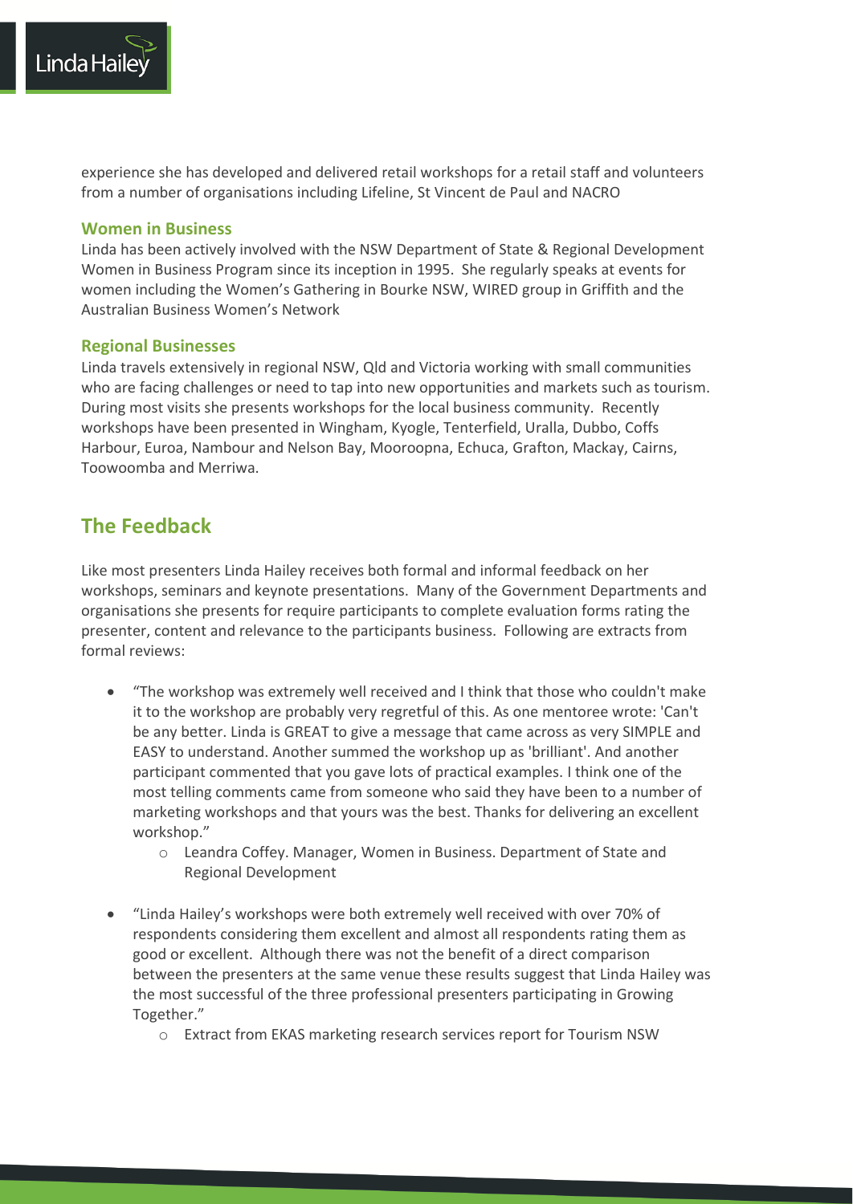experience she has developed and delivered retail workshops for a retail staff and volunteers from a number of organisations including Lifeline, St Vincent de Paul and NACRO

### Women in Business

Linda has been actively involved with the NSW Department of State & Regional Development Women in Business Program since its inception in 1995. She regularly speaks at events for women including the Women's Gathering in Bourke NSW, WIRED group in Griffith and the Australian Business Women's Network

### Regional Businesses

Linda travels extensively in regional NSW, Qld and Victoria working with small communities who are facing challenges or need to tap into new opportunities and markets such as tourism. During most visits she presents workshops for the local business community. Recently workshops have been presented in Wingham, Kyogle, Tenterfield, Uralla, Dubbo, Coffs Harbour, Euroa, Nambour and Nelson Bay, Mooroopna, Echuca, Grafton, Mackay, Cairns, Toowoomba and Merriwa.

## The Feedback

Like most presenters Linda Hailey receives both formal and informal feedback on her workshops, seminars and keynote presentations. Many of the Government Departments and organisations she presents for require participants to complete evaluation forms rating the presenter, content and relevance to the participants business. Following are extracts from formal reviews:

- "The workshop was extremely well received and I think that those who couldn't make it to the workshop are probably very regretful of this. As one mentoree wrote: 'Can't be any better. Linda is GREAT to give a message that came across as very SIMPLE and EASY to understand. Another summed the workshop up as 'brilliant'. And another participant commented that you gave lots of practical examples. I think one of the most telling comments came from someone who said they have been to a number of marketing workshops and that yours was the best. Thanks for delivering an excellent workshop."
    - Leandra Coffey. Manager, Women in Business. Department of State and Regional Development

- "Linda Hailey's workshops were both extremely well received with over 70% of respondents considering them excellent and almost all respondents rating them as good or excellent. Although there was not the benefit of a direct comparison between the presenters at the same venue these results suggest that Linda Hailey was the most successful of the three professional presenters participating in Growing Together."
    - Extract from EKAS marketing research services report for Tourism NSW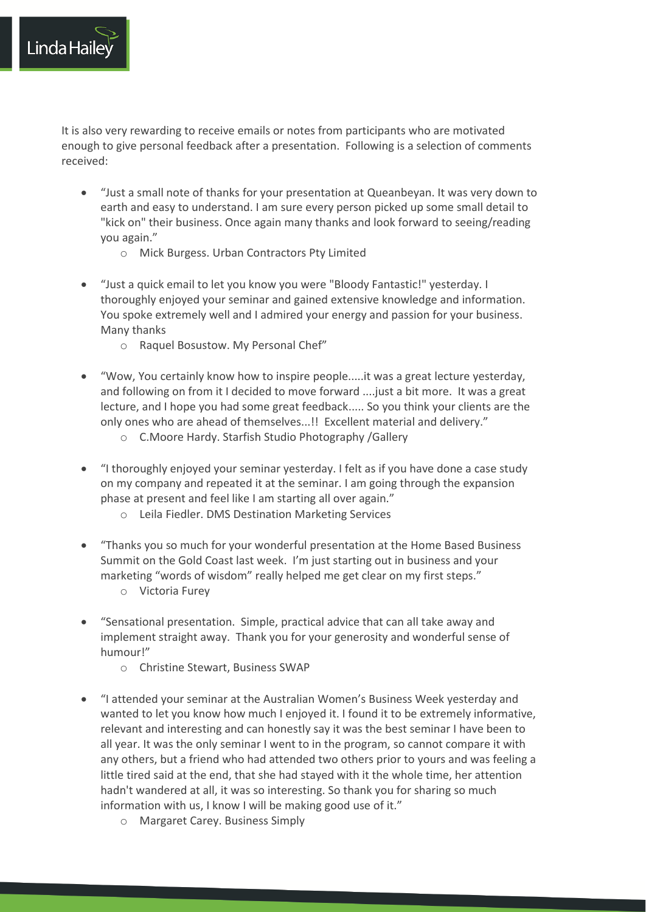It is also very rewarding to receive emails or notes from participants who are motivated enough to give personal feedback after a presentation. Following is a selection of comments received:

- "Just a small note of thanks for your presentation at Queanbeyan. It was very down to earth and easy to understand. I am sure every person picked up some small detail to "kick on" their business. Once again many thanks and look forward to seeing/reading you again."
  - Mick Burgess. Urban Contractors Pty Limited
- "Just a quick email to let you know you were "Bloody Fantastic!" yesterday. I thoroughly enjoyed your seminar and gained extensive knowledge and information. You spoke extremely well and I admired your energy and passion for your business. Many thanks
  - Raquel Bosustow. My Personal Chef"
- "Wow, You certainly know how to inspire people.....it was a great lecture yesterday, and following on from it I decided to move forward ....just a bit more. It was a great lecture, and I hope you had some great feedback..... So you think your clients are the only ones who are ahead of themselves...!! Excellent material and delivery."
  - C.Moore Hardy. Starfish Studio Photography /Gallery
- "I thoroughly enjoyed your seminar yesterday. I felt as if you have done a case study on my company and repeated it at the seminar. I am going through the expansion phase at present and feel like I am starting all over again."
  - Leila Fiedler. DMS Destination Marketing Services
- "Thanks you so much for your wonderful presentation at the Home Based Business Summit on the Gold Coast last week. I'm just starting out in business and your marketing "words of wisdom" really helped me get clear on my first steps."
  - Victoria Furey
- "Sensational presentation. Simple, practical advice that can all take away and implement straight away. Thank you for your generosity and wonderful sense of humour!"
  - Christine Stewart, Business SWAP
- "I attended your seminar at the Australian Women's Business Week yesterday and wanted to let you know how much I enjoyed it. I found it to be extremely informative, relevant and interesting and can honestly say it was the best seminar I have been to all year. It was the only seminar I went to in the program, so cannot compare it with any others, but a friend who had attended two others prior to yours and was feeling a little tired said at the end, that she had stayed with it the whole time, her attention hadn't wandered at all, it was so interesting. So thank you for sharing so much information with us, I know I will be making good use of it."
  - Margaret Carey. Business Simply